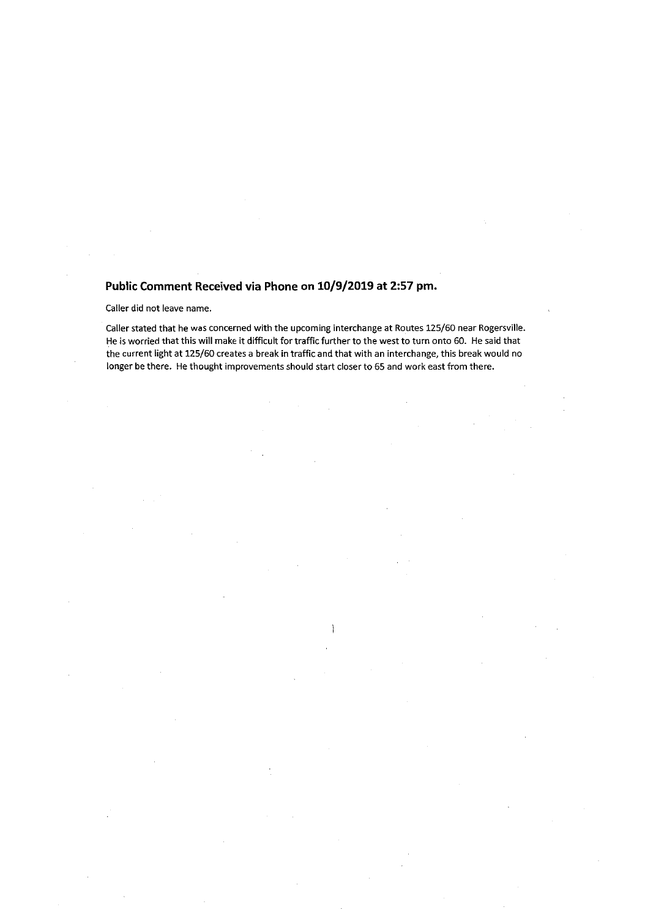## Public Comment Received via Phone on 10/9/2019 at 2:57 pm.

Caller did not leave name.

Caller stated that he was concerned with the upcoming interchange at Routes 125/60 near Rogersville. He is worried that this will make it difficult for traffic further to the west to turn onto 60. He said that the current light at 125/60 creates a break in traffic and that with an interchange, this break would no longer be there. He thought improvements should start closer to 65 and work east from there.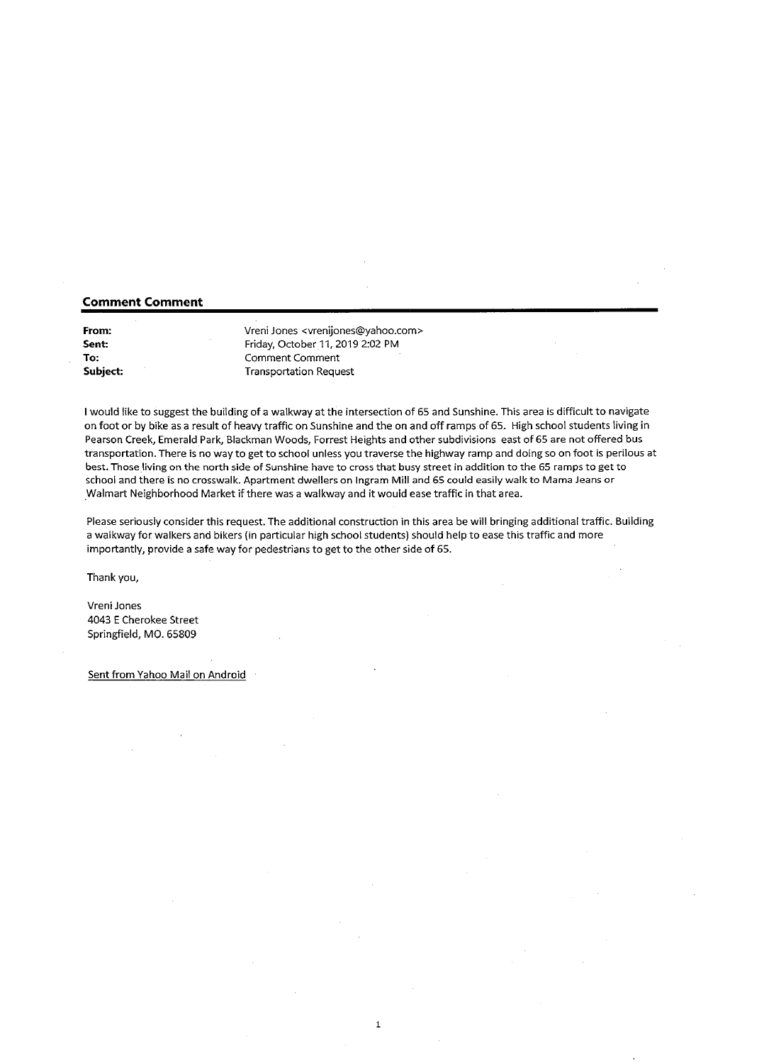**Comment Comment**

---

**From:** Vreni Jones <vrenijones@yahoo.com>
**Sent:** Friday, October 11, 2019 2:02 PM
**To:** Comment Comment
**Subject:** Transportation Request

I would like to suggest the building of a walkway at the intersection of 65 and Sunshine. This area is difficult to navigate on foot or by bike as a result of heavy traffic on Sunshine and the on and off ramps of 65. High school students living in Pearson Creek, Emerald Park, Blackman Woods, Forrest Heights and other subdivisions east of 65 are not offered bus transportation. There is no way to get to school unless you traverse the highway ramp and doing so on foot is perilous at best. Those living on the north side of Sunshine have to cross that busy street in addition to the 65 ramps to get to school and there is no crosswalk. Apartment dwellers on Ingram Mill and 65 could easily walk to Mama Jeans or Walmart Neighborhood Market if there was a walkway and it would ease traffic in that area.

Please seriously consider this request. The additional construction in this area be will bringing additional traffic. Building a walkway for walkers and bikers (in particular high school students) should help to ease this traffic and more importantly, provide a safe way for pedestrians to get to the other side of 65.

Thank you,

Vreni Jones
4043 E Cherokee Street
Springfield, MO. 65809

Sent from Yahoo Mail on Android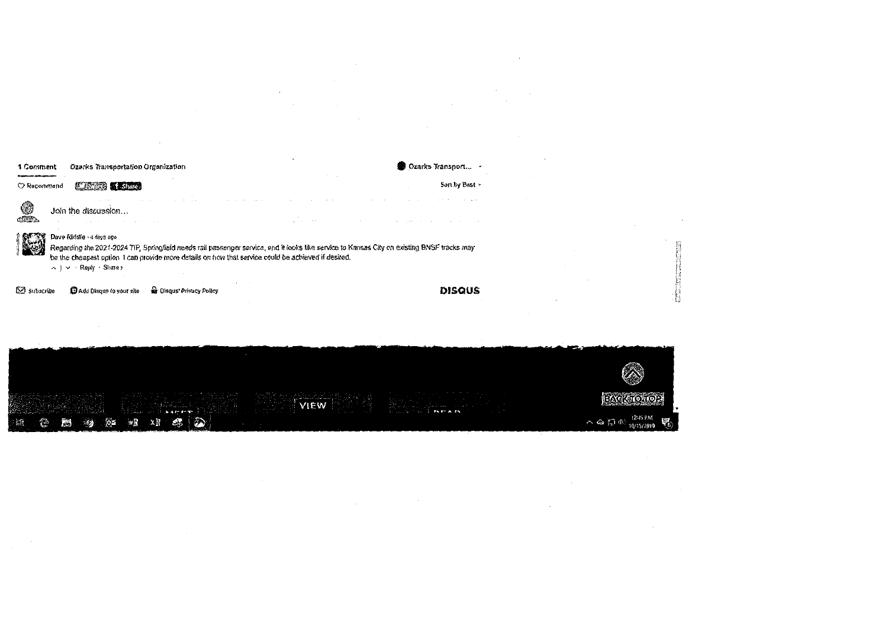1 Comment Ozarks Transportation Organization

Ozarks Transport...

Recommend Tweet Share

Sort by Best

Join the discussion...

Dave Riddle · 4 days ago

Regarding the 2021-2024 TIP, Springfield needs rail passenger service, and it looks like service to Kansas City on existing BNSF tracks may be the cheapest option. I can provide more details on how that service could be achieved if desired.

Reply · Share

Subscribe Add Disqus to your site Disqus' Privacy Policy

DISQUS

VIEW

BACK TO TOP

12:45 PM 10/15/2019